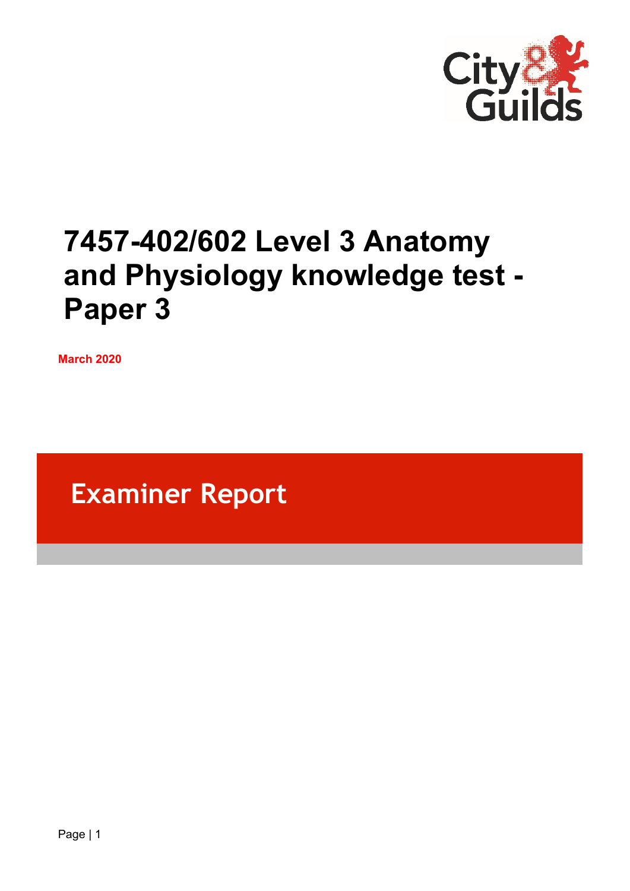# 7457-402/602 Level 3 Anatomy and Physiology knowledge test - Paper 3

**March 2020**

## Examiner Report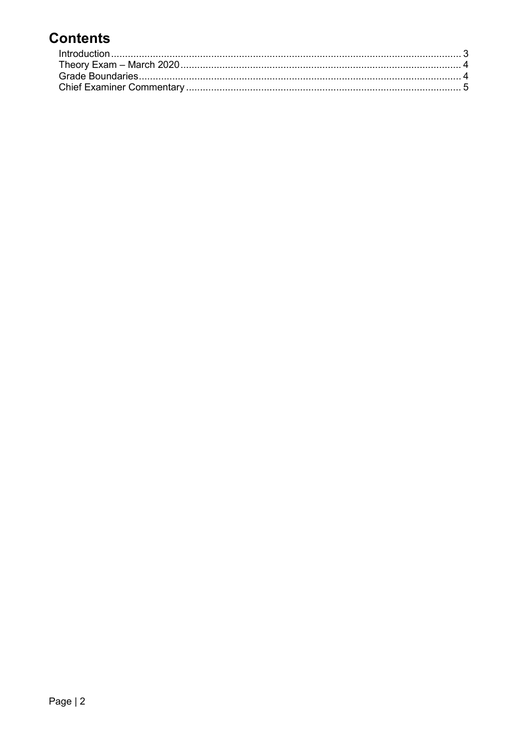# Contents

Introduction .......... 3
Theory Exam – March 2020 .......... 4
Grade Boundaries .......... 4
Chief Examiner Commentary .......... 5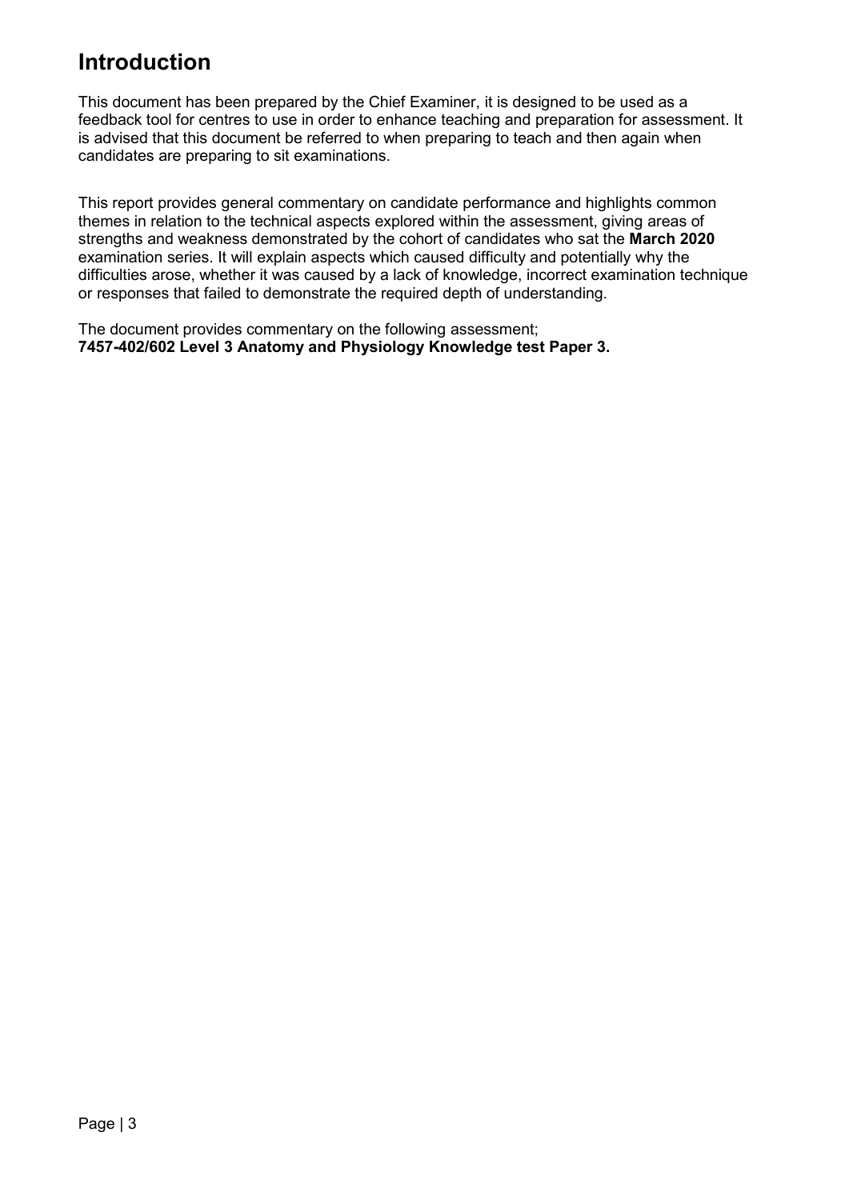# Introduction

This document has been prepared by the Chief Examiner, it is designed to be used as a feedback tool for centres to use in order to enhance teaching and preparation for assessment. It is advised that this document be referred to when preparing to teach and then again when candidates are preparing to sit examinations.

This report provides general commentary on candidate performance and highlights common themes in relation to the technical aspects explored within the assessment, giving areas of strengths and weakness demonstrated by the cohort of candidates who sat the **March 2020** examination series. It will explain aspects which caused difficulty and potentially why the difficulties arose, whether it was caused by a lack of knowledge, incorrect examination technique or responses that failed to demonstrate the required depth of understanding.

The document provides commentary on the following assessment;
**7457-402/602 Level 3 Anatomy and Physiology Knowledge test Paper 3.**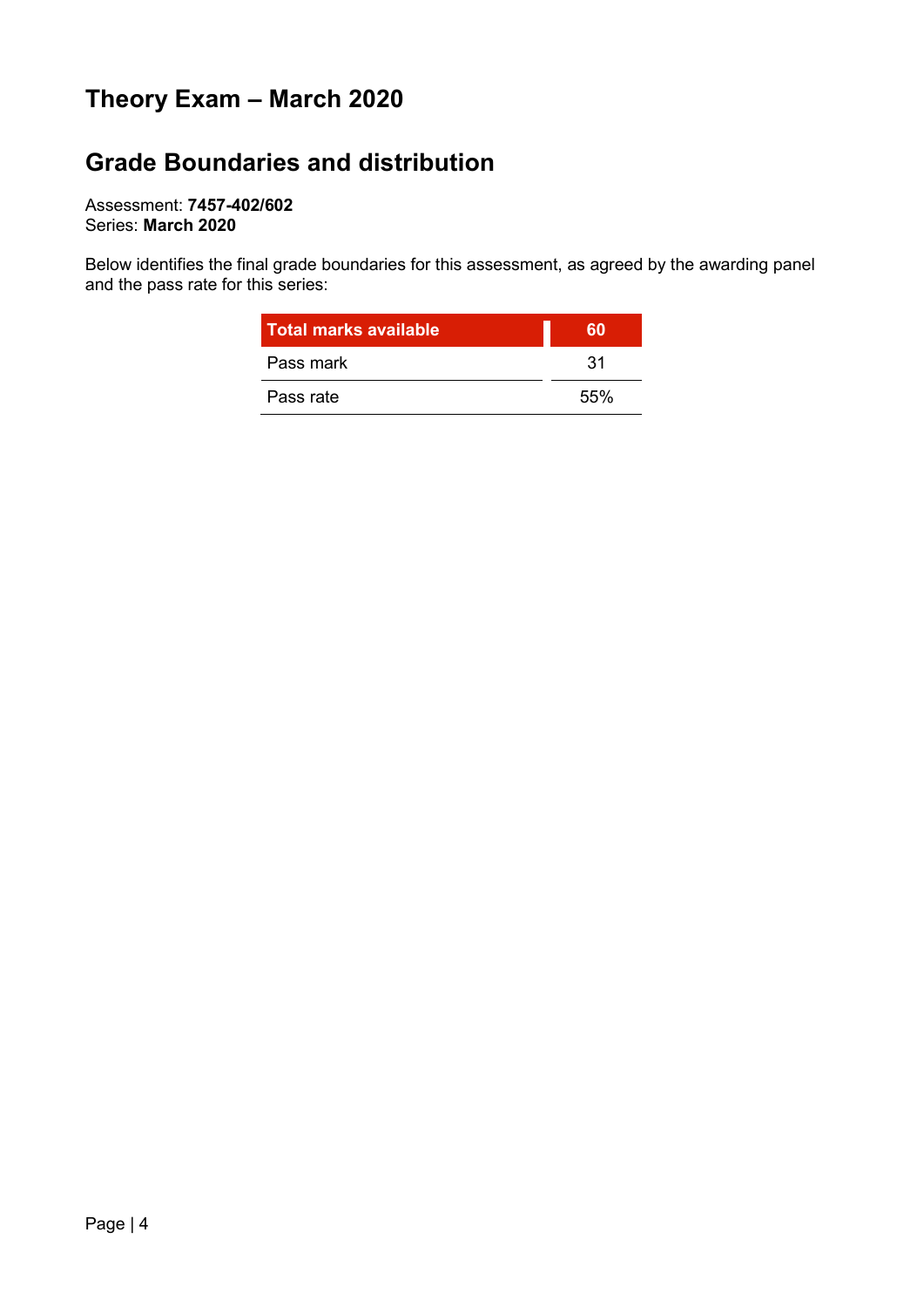# Theory Exam – March 2020

## Grade Boundaries and distribution

Assessment: **7457-402/602**
Series: **March 2020**

Below identifies the final grade boundaries for this assessment, as agreed by the awarding panel and the pass rate for this series:

| Total marks available | 60 |
|---|---|
| Pass mark | 31 |
| Pass rate | 55% |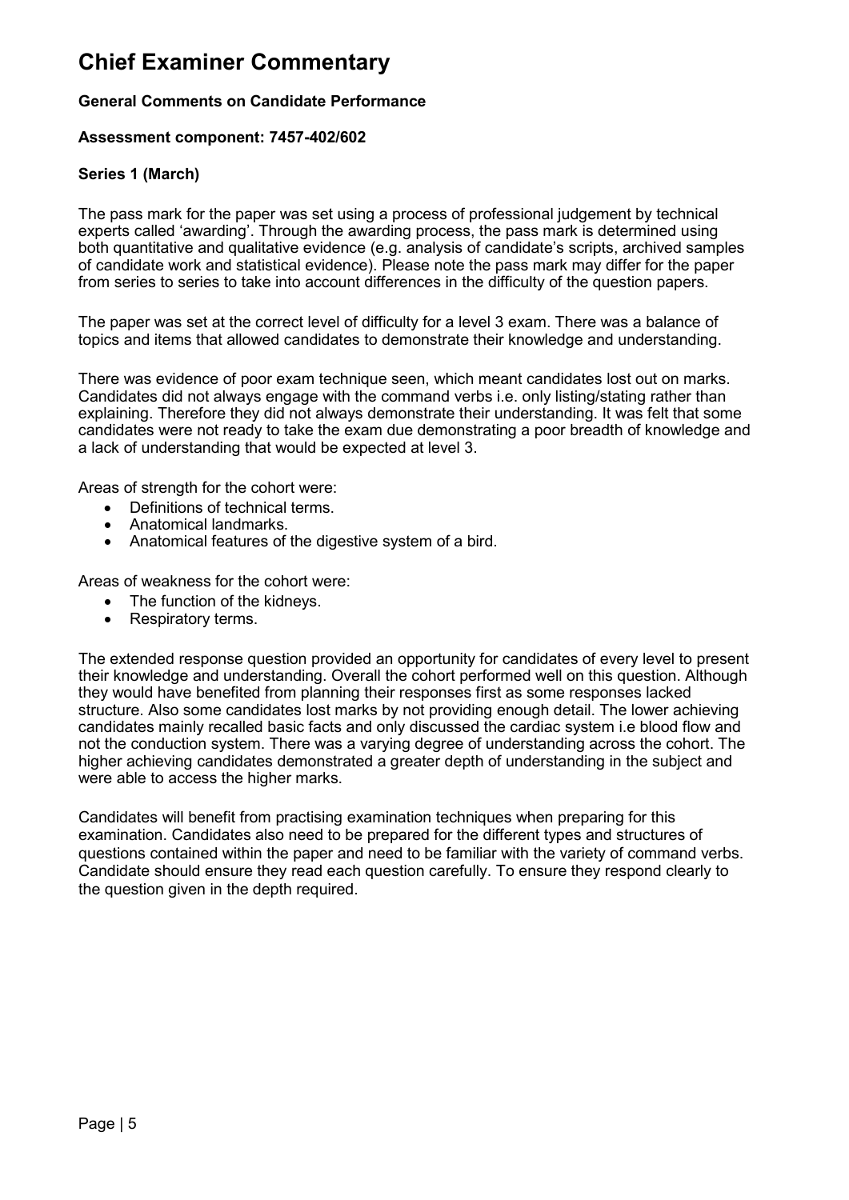# Chief Examiner Commentary

**General Comments on Candidate Performance**

**Assessment component: 7457-402/602**

**Series 1 (March)**

The pass mark for the paper was set using a process of professional judgement by technical experts called 'awarding'. Through the awarding process, the pass mark is determined using both quantitative and qualitative evidence (e.g. analysis of candidate's scripts, archived samples of candidate work and statistical evidence). Please note the pass mark may differ for the paper from series to series to take into account differences in the difficulty of the question papers.

The paper was set at the correct level of difficulty for a level 3 exam. There was a balance of topics and items that allowed candidates to demonstrate their knowledge and understanding.

There was evidence of poor exam technique seen, which meant candidates lost out on marks. Candidates did not always engage with the command verbs i.e. only listing/stating rather than explaining. Therefore they did not always demonstrate their understanding. It was felt that some candidates were not ready to take the exam due demonstrating a poor breadth of knowledge and a lack of understanding that would be expected at level 3.

Areas of strength for the cohort were:

- Definitions of technical terms.
- Anatomical landmarks.
- Anatomical features of the digestive system of a bird.

Areas of weakness for the cohort were:

- The function of the kidneys.
- Respiratory terms.

The extended response question provided an opportunity for candidates of every level to present their knowledge and understanding. Overall the cohort performed well on this question. Although they would have benefited from planning their responses first as some responses lacked structure. Also some candidates lost marks by not providing enough detail. The lower achieving candidates mainly recalled basic facts and only discussed the cardiac system i.e blood flow and not the conduction system. There was a varying degree of understanding across the cohort. The higher achieving candidates demonstrated a greater depth of understanding in the subject and were able to access the higher marks.

Candidates will benefit from practising examination techniques when preparing for this examination. Candidates also need to be prepared for the different types and structures of questions contained within the paper and need to be familiar with the variety of command verbs. Candidate should ensure they read each question carefully. To ensure they respond clearly to the question given in the depth required.